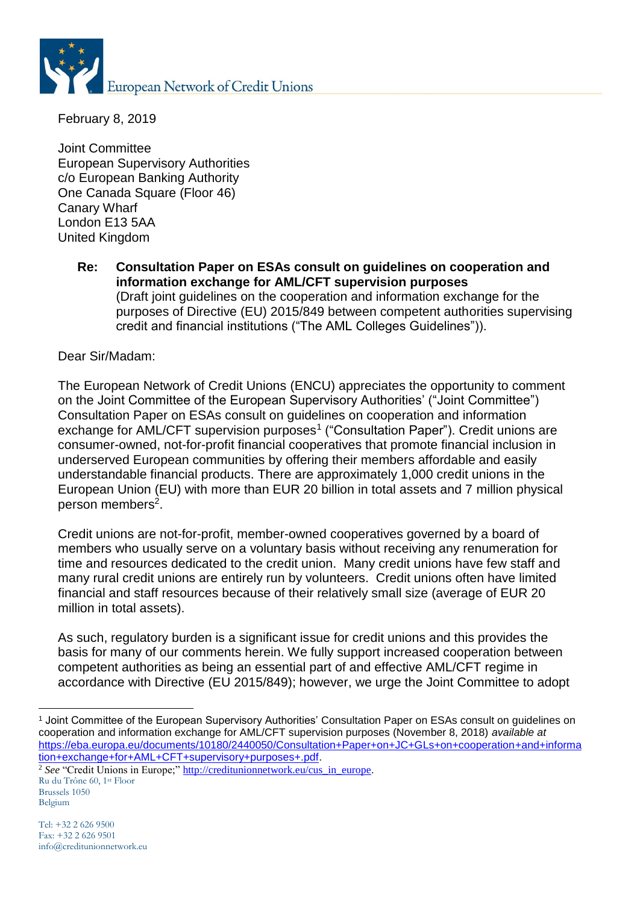European Network of Credit Unions

February 8, 2019

Joint Committee
European Supervisory Authorities
c/o European Banking Authority
One Canada Square (Floor 46)
Canary Wharf
London E13 5AA
United Kingdom

**Re: Consultation Paper on ESAs consult on guidelines on cooperation and information exchange for AML/CFT supervision purposes**
(Draft joint guidelines on the cooperation and information exchange for the purposes of Directive (EU) 2015/849 between competent authorities supervising credit and financial institutions ("The AML Colleges Guidelines")).

Dear Sir/Madam:

The European Network of Credit Unions (ENCU) appreciates the opportunity to comment on the Joint Committee of the European Supervisory Authorities' ("Joint Committee") Consultation Paper on ESAs consult on guidelines on cooperation and information exchange for AML/CFT supervision purposes[1] ("Consultation Paper"). Credit unions are consumer-owned, not-for-profit financial cooperatives that promote financial inclusion in underserved European communities by offering their members affordable and easily understandable financial products. There are approximately 1,000 credit unions in the European Union (EU) with more than EUR 20 billion in total assets and 7 million physical person members[2].

Credit unions are not-for-profit, member-owned cooperatives governed by a board of members who usually serve on a voluntary basis without receiving any renumeration for time and resources dedicated to the credit union. Many credit unions have few staff and many rural credit unions are entirely run by volunteers. Credit unions often have limited financial and staff resources because of their relatively small size (average of EUR 20 million in total assets).

As such, regulatory burden is a significant issue for credit unions and this provides the basis for many of our comments herein. We fully support increased cooperation between competent authorities as being an essential part of and effective AML/CFT regime in accordance with Directive (EU 2015/849); however, we urge the Joint Committee to adopt

---

[1] Joint Committee of the European Supervisory Authorities' Consultation Paper on ESAs consult on guidelines on cooperation and information exchange for AML/CFT supervision purposes (November 8, 2018) *available at* https://eba.europa.eu/documents/10180/2440050/Consultation+Paper+on+JC+GLs+on+cooperation+and+information+exchange+for+AML+CFT+supervisory+purposes+.pdf.

[2] *See* "Credit Unions in Europe;" http://creditunionnetwork.eu/cus_in_europe.

Ru du Trône 60, 1st Floor
Brussels 1050
Belgium

Tel: +32 2 626 9500
Fax: +32 2 626 9501
info@creditunionnetwork.eu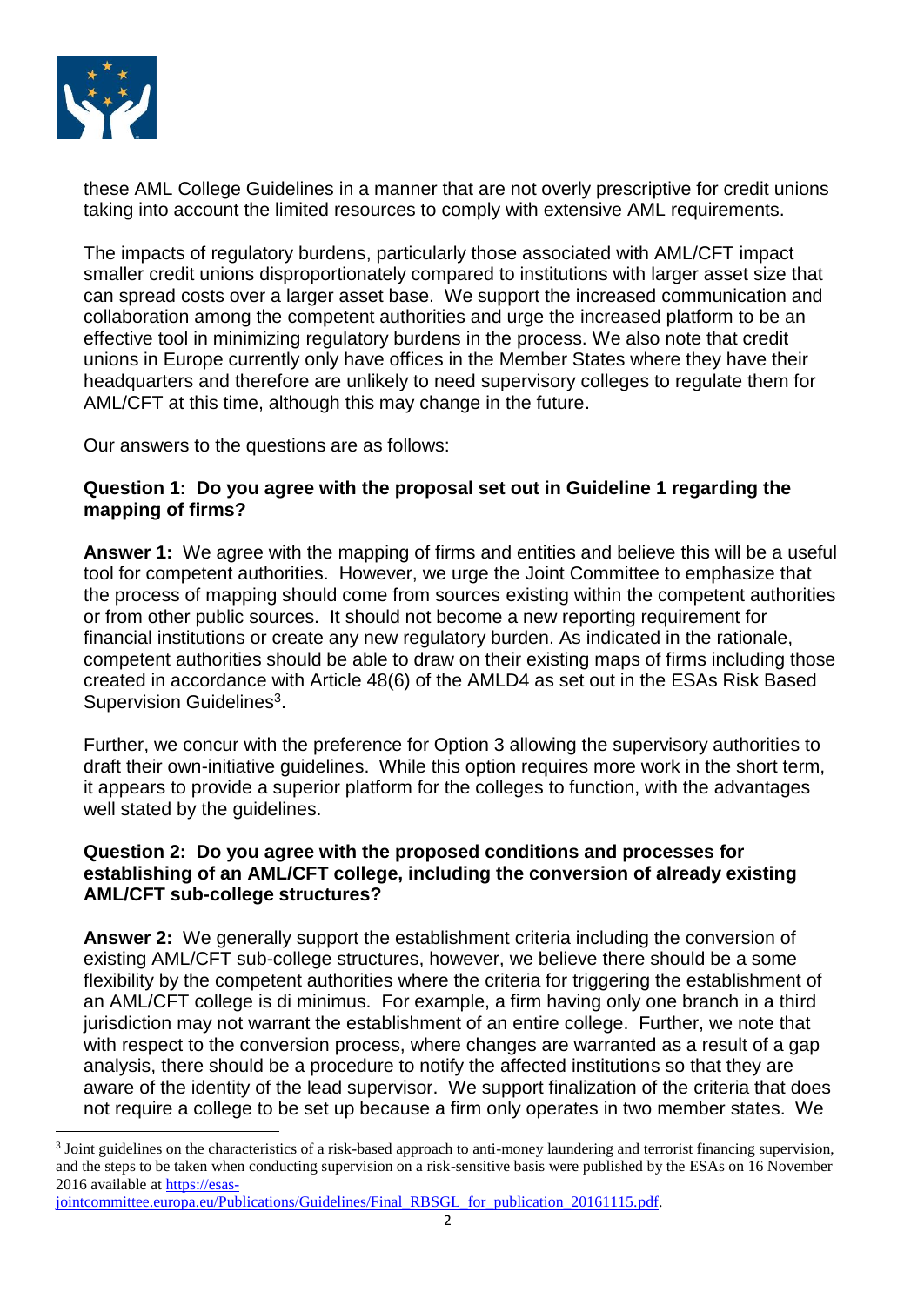these AML College Guidelines in a manner that are not overly prescriptive for credit unions taking into account the limited resources to comply with extensive AML requirements.

The impacts of regulatory burdens, particularly those associated with AML/CFT impact smaller credit unions disproportionately compared to institutions with larger asset size that can spread costs over a larger asset base. We support the increased communication and collaboration among the competent authorities and urge the increased platform to be an effective tool in minimizing regulatory burdens in the process. We also note that credit unions in Europe currently only have offices in the Member States where they have their headquarters and therefore are unlikely to need supervisory colleges to regulate them for AML/CFT at this time, although this may change in the future.

Our answers to the questions are as follows:

**Question 1: Do you agree with the proposal set out in Guideline 1 regarding the mapping of firms?**

**Answer 1:** We agree with the mapping of firms and entities and believe this will be a useful tool for competent authorities. However, we urge the Joint Committee to emphasize that the process of mapping should come from sources existing within the competent authorities or from other public sources. It should not become a new reporting requirement for financial institutions or create any new regulatory burden. As indicated in the rationale, competent authorities should be able to draw on their existing maps of firms including those created in accordance with Article 48(6) of the AMLD4 as set out in the ESAs Risk Based Supervision Guidelines[3].

Further, we concur with the preference for Option 3 allowing the supervisory authorities to draft their own-initiative guidelines. While this option requires more work in the short term, it appears to provide a superior platform for the colleges to function, with the advantages well stated by the guidelines.

**Question 2: Do you agree with the proposed conditions and processes for establishing of an AML/CFT college, including the conversion of already existing AML/CFT sub-college structures?**

**Answer 2:** We generally support the establishment criteria including the conversion of existing AML/CFT sub-college structures, however, we believe there should be a some flexibility by the competent authorities where the criteria for triggering the establishment of an AML/CFT college is di minimus. For example, a firm having only one branch in a third jurisdiction may not warrant the establishment of an entire college. Further, we note that with respect to the conversion process, where changes are warranted as a result of a gap analysis, there should be a procedure to notify the affected institutions so that they are aware of the identity of the lead supervisor. We support finalization of the criteria that does not require a college to be set up because a firm only operates in two member states. We

[3] Joint guidelines on the characteristics of a risk-based approach to anti-money laundering and terrorist financing supervision, and the steps to be taken when conducting supervision on a risk-sensitive basis were published by the ESAs on 16 November 2016 available at https://esas-jointcommittee.europa.eu/Publications/Guidelines/Final_RBSGL_for_publication_20161115.pdf.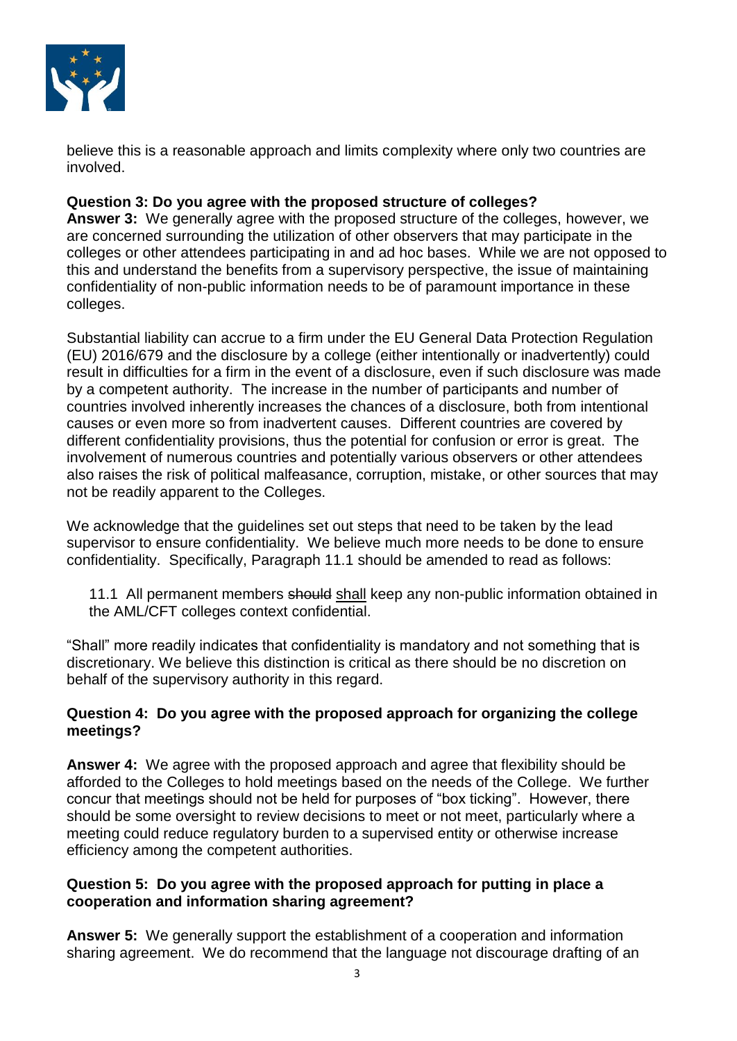believe this is a reasonable approach and limits complexity where only two countries are involved.

**Question 3: Do you agree with the proposed structure of colleges?**

**Answer 3:** We generally agree with the proposed structure of the colleges, however, we are concerned surrounding the utilization of other observers that may participate in the colleges or other attendees participating in and ad hoc bases. While we are not opposed to this and understand the benefits from a supervisory perspective, the issue of maintaining confidentiality of non-public information needs to be of paramount importance in these colleges.

Substantial liability can accrue to a firm under the EU General Data Protection Regulation (EU) 2016/679 and the disclosure by a college (either intentionally or inadvertently) could result in difficulties for a firm in the event of a disclosure, even if such disclosure was made by a competent authority. The increase in the number of participants and number of countries involved inherently increases the chances of a disclosure, both from intentional causes or even more so from inadvertent causes. Different countries are covered by different confidentiality provisions, thus the potential for confusion or error is great. The involvement of numerous countries and potentially various observers or other attendees also raises the risk of political malfeasance, corruption, mistake, or other sources that may not be readily apparent to the Colleges.

We acknowledge that the guidelines set out steps that need to be taken by the lead supervisor to ensure confidentiality. We believe much more needs to be done to ensure confidentiality. Specifically, Paragraph 11.1 should be amended to read as follows:

> 11.1 All permanent members ~~should~~ shall keep any non-public information obtained in the AML/CFT colleges context confidential.

"Shall" more readily indicates that confidentiality is mandatory and not something that is discretionary. We believe this distinction is critical as there should be no discretion on behalf of the supervisory authority in this regard.

**Question 4: Do you agree with the proposed approach for organizing the college meetings?**

**Answer 4:** We agree with the proposed approach and agree that flexibility should be afforded to the Colleges to hold meetings based on the needs of the College. We further concur that meetings should not be held for purposes of "box ticking". However, there should be some oversight to review decisions to meet or not meet, particularly where a meeting could reduce regulatory burden to a supervised entity or otherwise increase efficiency among the competent authorities.

**Question 5: Do you agree with the proposed approach for putting in place a cooperation and information sharing agreement?**

**Answer 5:** We generally support the establishment of a cooperation and information sharing agreement. We do recommend that the language not discourage drafting of an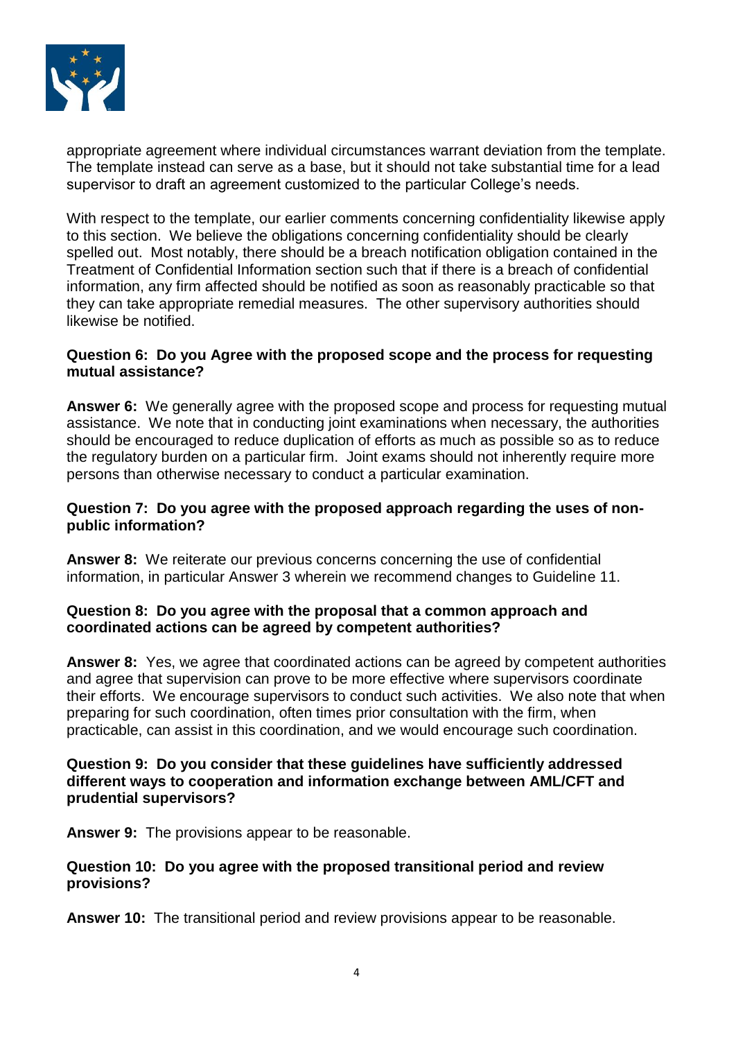appropriate agreement where individual circumstances warrant deviation from the template. The template instead can serve as a base, but it should not take substantial time for a lead supervisor to draft an agreement customized to the particular College's needs.

With respect to the template, our earlier comments concerning confidentiality likewise apply to this section. We believe the obligations concerning confidentiality should be clearly spelled out. Most notably, there should be a breach notification obligation contained in the Treatment of Confidential Information section such that if there is a breach of confidential information, any firm affected should be notified as soon as reasonably practicable so that they can take appropriate remedial measures. The other supervisory authorities should likewise be notified.

**Question 6: Do you Agree with the proposed scope and the process for requesting mutual assistance?**

**Answer 6:** We generally agree with the proposed scope and process for requesting mutual assistance. We note that in conducting joint examinations when necessary, the authorities should be encouraged to reduce duplication of efforts as much as possible so as to reduce the regulatory burden on a particular firm. Joint exams should not inherently require more persons than otherwise necessary to conduct a particular examination.

**Question 7: Do you agree with the proposed approach regarding the uses of non-public information?**

**Answer 8:** We reiterate our previous concerns concerning the use of confidential information, in particular Answer 3 wherein we recommend changes to Guideline 11.

**Question 8: Do you agree with the proposal that a common approach and coordinated actions can be agreed by competent authorities?**

**Answer 8:** Yes, we agree that coordinated actions can be agreed by competent authorities and agree that supervision can prove to be more effective where supervisors coordinate their efforts. We encourage supervisors to conduct such activities. We also note that when preparing for such coordination, often times prior consultation with the firm, when practicable, can assist in this coordination, and we would encourage such coordination.

**Question 9: Do you consider that these guidelines have sufficiently addressed different ways to cooperation and information exchange between AML/CFT and prudential supervisors?**

**Answer 9:** The provisions appear to be reasonable.

**Question 10: Do you agree with the proposed transitional period and review provisions?**

**Answer 10:** The transitional period and review provisions appear to be reasonable.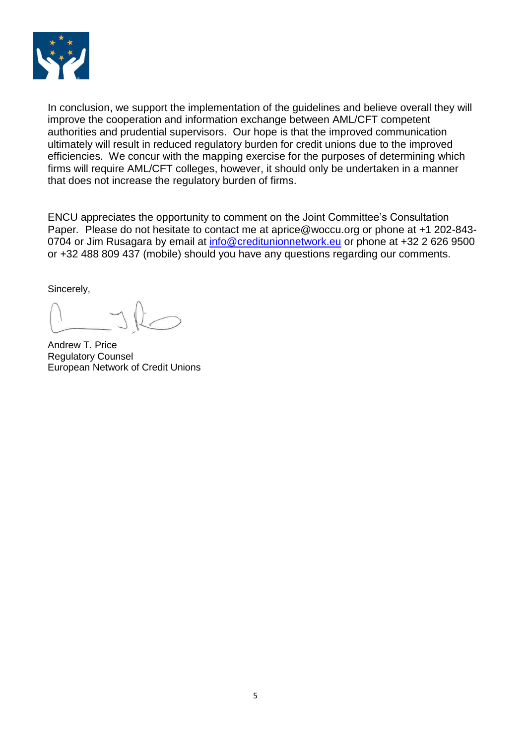In conclusion, we support the implementation of the guidelines and believe overall they will improve the cooperation and information exchange between AML/CFT competent authorities and prudential supervisors. Our hope is that the improved communication ultimately will result in reduced regulatory burden for credit unions due to the improved efficiencies. We concur with the mapping exercise for the purposes of determining which firms will require AML/CFT colleges, however, it should only be undertaken in a manner that does not increase the regulatory burden of firms.

ENCU appreciates the opportunity to comment on the Joint Committee's Consultation Paper. Please do not hesitate to contact me at aprice@woccu.org or phone at +1 202-843-0704 or Jim Rusagara by email at info@creditunionnetwork.eu or phone at +32 2 626 9500 or +32 488 809 437 (mobile) should you have any questions regarding our comments.

Sincerely,

Andrew T. Price
Regulatory Counsel
European Network of Credit Unions